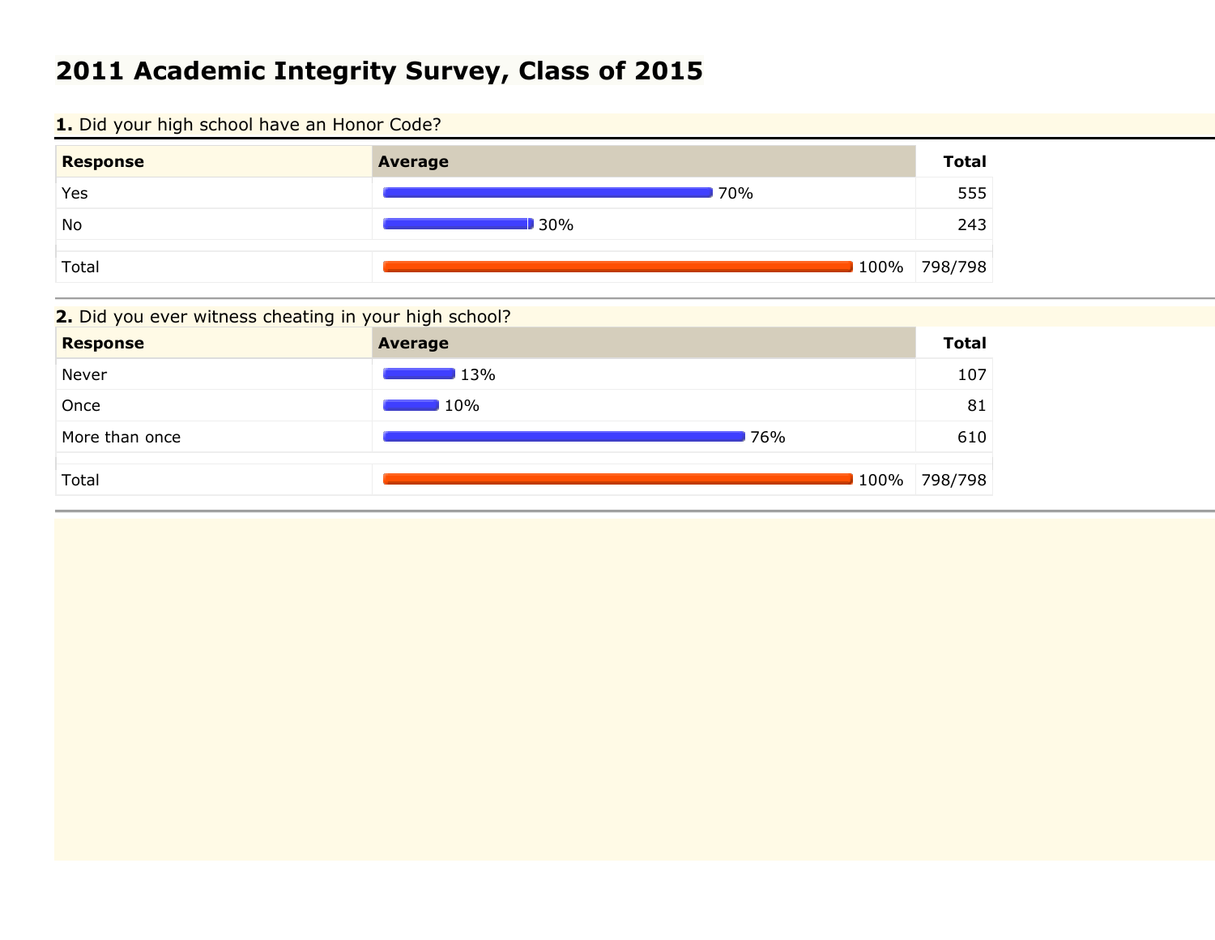# 2011 Academic Integrity Survey, Class of 2015

**1.** Did your high school have an Honor Code?

| Response | Average | Total |
|---|---|---|
| Yes | 70% | 555 |
| No | 30% | 243 |
| Total | 100% | 798/798 |

**2.** Did you ever witness cheating in your high school?

| Response | Average | Total |
|---|---|---|
| Never | 13% | 107 |
| Once | 10% | 81 |
| More than once | 76% | 610 |
| Total | 100% | 798/798 |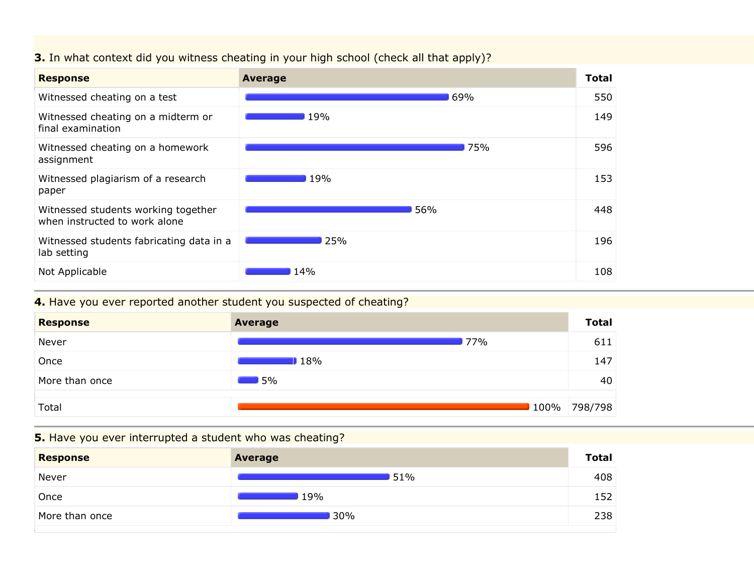**3.** In what context did you witness cheating in your high school (check all that apply)?

| Response | Average | Total |
|---|---|---|
| Witnessed cheating on a test | 69% | 550 |
| Witnessed cheating on a midterm or final examination | 19% | 149 |
| Witnessed cheating on a homework assignment | 75% | 596 |
| Witnessed plagiarism of a research paper | 19% | 153 |
| Witnessed students working together when instructed to work alone | 56% | 448 |
| Witnessed students fabricating data in a lab setting | 25% | 196 |
| Not Applicable | 14% | 108 |

**4.** Have you ever reported another student you suspected of cheating?

| Response | Average | Total |
|---|---|---|
| Never | 77% | 611 |
| Once | 18% | 147 |
| More than once | 5% | 40 |
| Total | 100% | 798/798 |

**5.** Have you ever interrupted a student who was cheating?

| Response | Average | Total |
|---|---|---|
| Never | 51% | 408 |
| Once | 19% | 152 |
| More than once | 30% | 238 |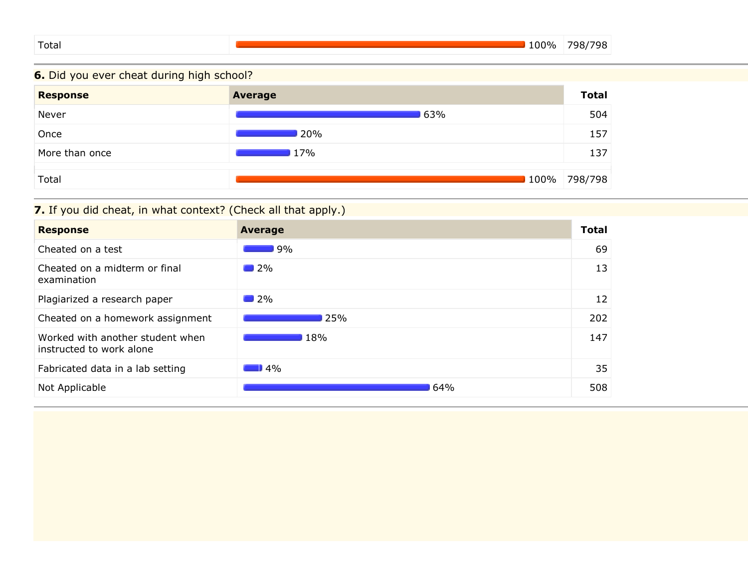| | | |
|---|---|---|
| Total | 100% | 798/798 |

**6.** Did you ever cheat during high school?

| Response | Average | Total |
|---|---|---|
| Never | 63% | 504 |
| Once | 20% | 157 |
| More than once | 17% | 137 |
| Total | 100% | 798/798 |

**7.** If you did cheat, in what context? (Check all that apply.)

| Response | Average | Total |
|---|---|---|
| Cheated on a test | 9% | 69 |
| Cheated on a midterm or final examination | 2% | 13 |
| Plagiarized a research paper | 2% | 12 |
| Cheated on a homework assignment | 25% | 202 |
| Worked with another student when instructed to work alone | 18% | 147 |
| Fabricated data in a lab setting | 4% | 35 |
| Not Applicable | 64% | 508 |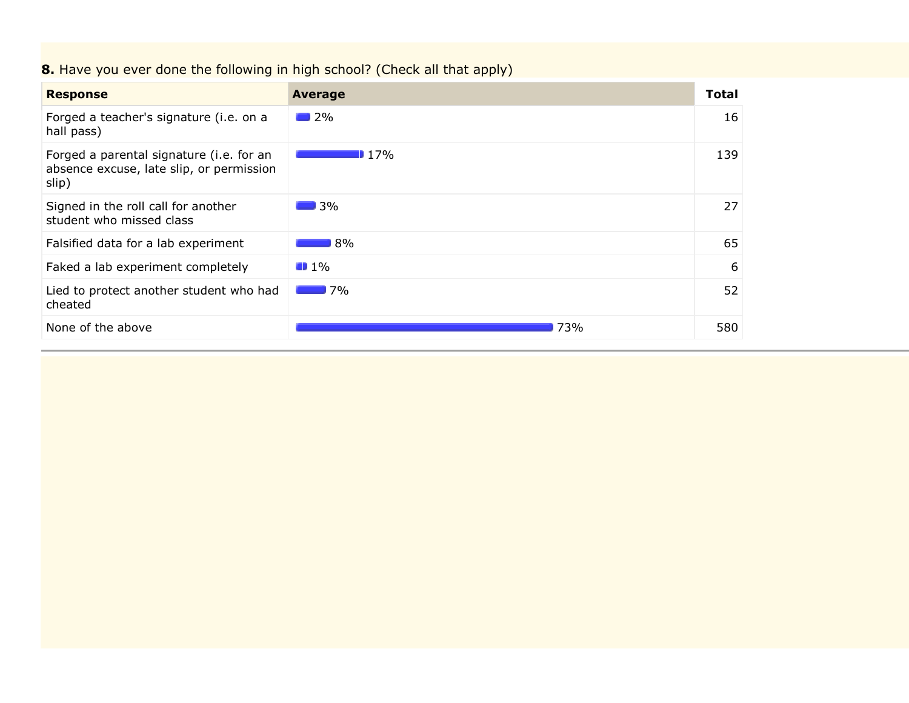**8.** Have you ever done the following in high school? (Check all that apply)

| Response | Average | Total |
|---|---|---|
| Forged a teacher's signature (i.e. on a hall pass) | 2% | 16 |
| Forged a parental signature (i.e. for an absence excuse, late slip, or permission slip) | 17% | 139 |
| Signed in the roll call for another student who missed class | 3% | 27 |
| Falsified data for a lab experiment | 8% | 65 |
| Faked a lab experiment completely | 1% | 6 |
| Lied to protect another student who had cheated | 7% | 52 |
| None of the above | 73% | 580 |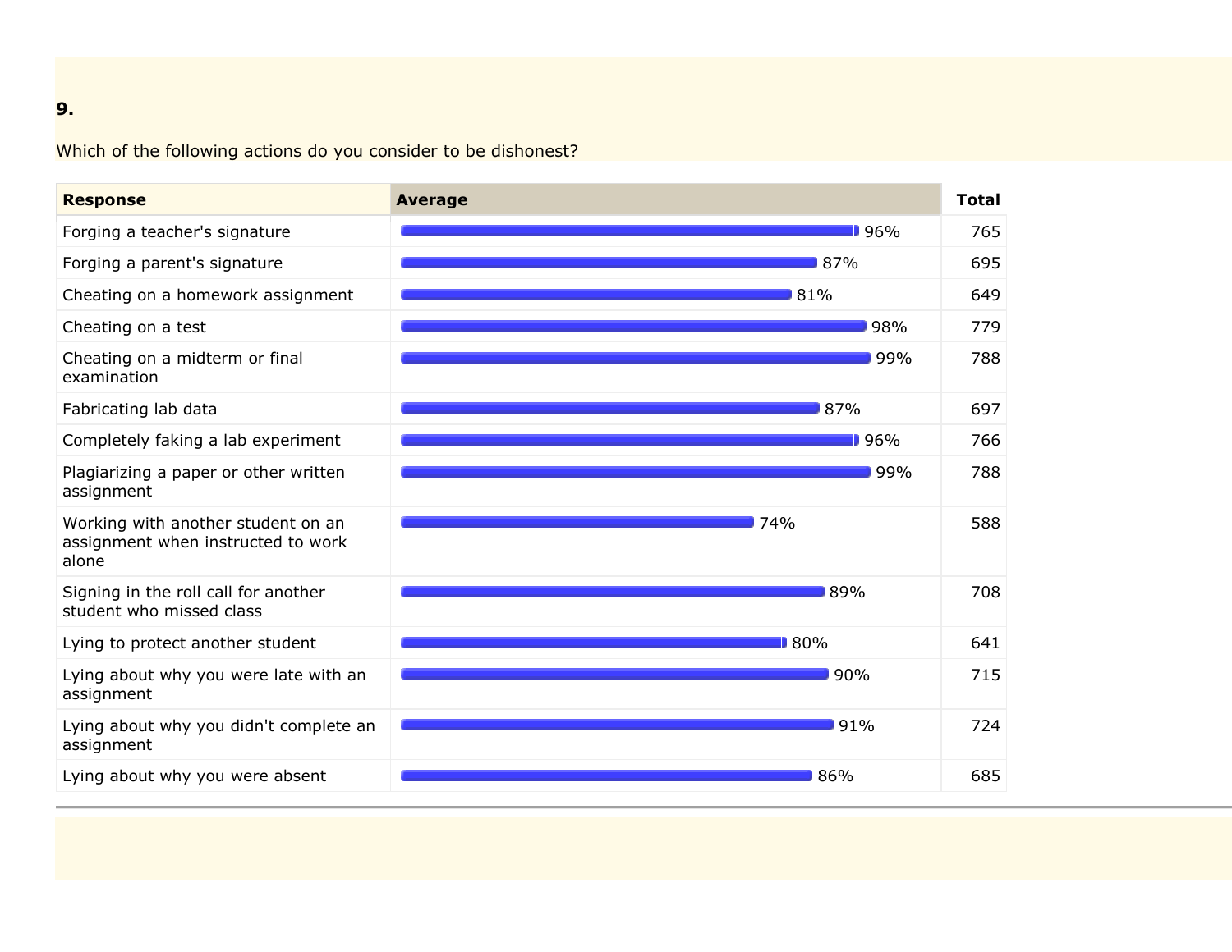**9.**

Which of the following actions do you consider to be dishonest?

| Response | Average | Total |
|---|---|---|
| Forging a teacher's signature | 96% | 765 |
| Forging a parent's signature | 87% | 695 |
| Cheating on a homework assignment | 81% | 649 |
| Cheating on a test | 98% | 779 |
| Cheating on a midterm or final examination | 99% | 788 |
| Fabricating lab data | 87% | 697 |
| Completely faking a lab experiment | 96% | 766 |
| Plagiarizing a paper or other written assignment | 99% | 788 |
| Working with another student on an assignment when instructed to work alone | 74% | 588 |
| Signing in the roll call for another student who missed class | 89% | 708 |
| Lying to protect another student | 80% | 641 |
| Lying about why you were late with an assignment | 90% | 715 |
| Lying about why you didn't complete an assignment | 91% | 724 |
| Lying about why you were absent | 86% | 685 |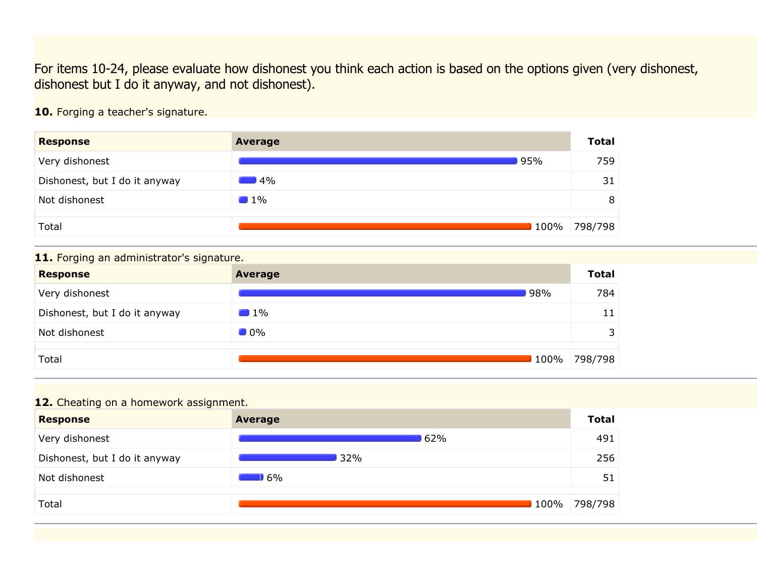For items 10-24, please evaluate how dishonest you think each action is based on the options given (very dishonest, dishonest but I do it anyway, and not dishonest).

**10.** Forging a teacher's signature.

| Response | Average | Total |
|---|---|---|
| Very dishonest | 95% | 759 |
| Dishonest, but I do it anyway | 4% | 31 |
| Not dishonest | 1% | 8 |
| Total | 100% | 798/798 |

**11.** Forging an administrator's signature.

| Response | Average | Total |
|---|---|---|
| Very dishonest | 98% | 784 |
| Dishonest, but I do it anyway | 1% | 11 |
| Not dishonest | 0% | 3 |
| Total | 100% | 798/798 |

**12.** Cheating on a homework assignment.

| Response | Average | Total |
|---|---|---|
| Very dishonest | 62% | 491 |
| Dishonest, but I do it anyway | 32% | 256 |
| Not dishonest | 6% | 51 |
| Total | 100% | 798/798 |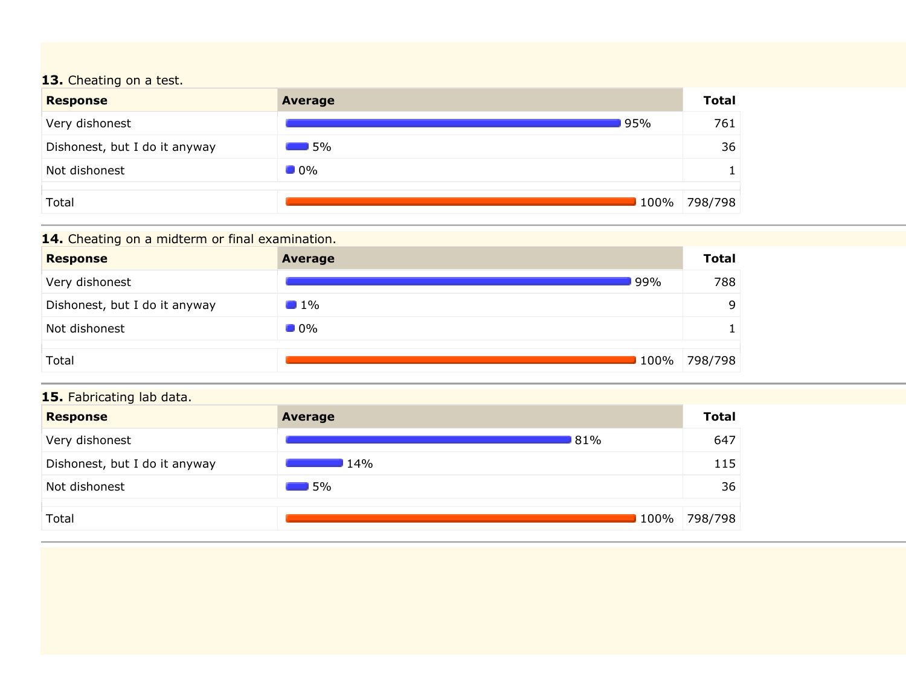**13.** Cheating on a test.

| Response | Average | Total |
|---|---|---|
| Very dishonest | 95% | 761 |
| Dishonest, but I do it anyway | 5% | 36 |
| Not dishonest | 0% | 1 |
| Total | 100% | 798/798 |

**14.** Cheating on a midterm or final examination.

| Response | Average | Total |
|---|---|---|
| Very dishonest | 99% | 788 |
| Dishonest, but I do it anyway | 1% | 9 |
| Not dishonest | 0% | 1 |
| Total | 100% | 798/798 |

**15.** Fabricating lab data.

| Response | Average | Total |
|---|---|---|
| Very dishonest | 81% | 647 |
| Dishonest, but I do it anyway | 14% | 115 |
| Not dishonest | 5% | 36 |
| Total | 100% | 798/798 |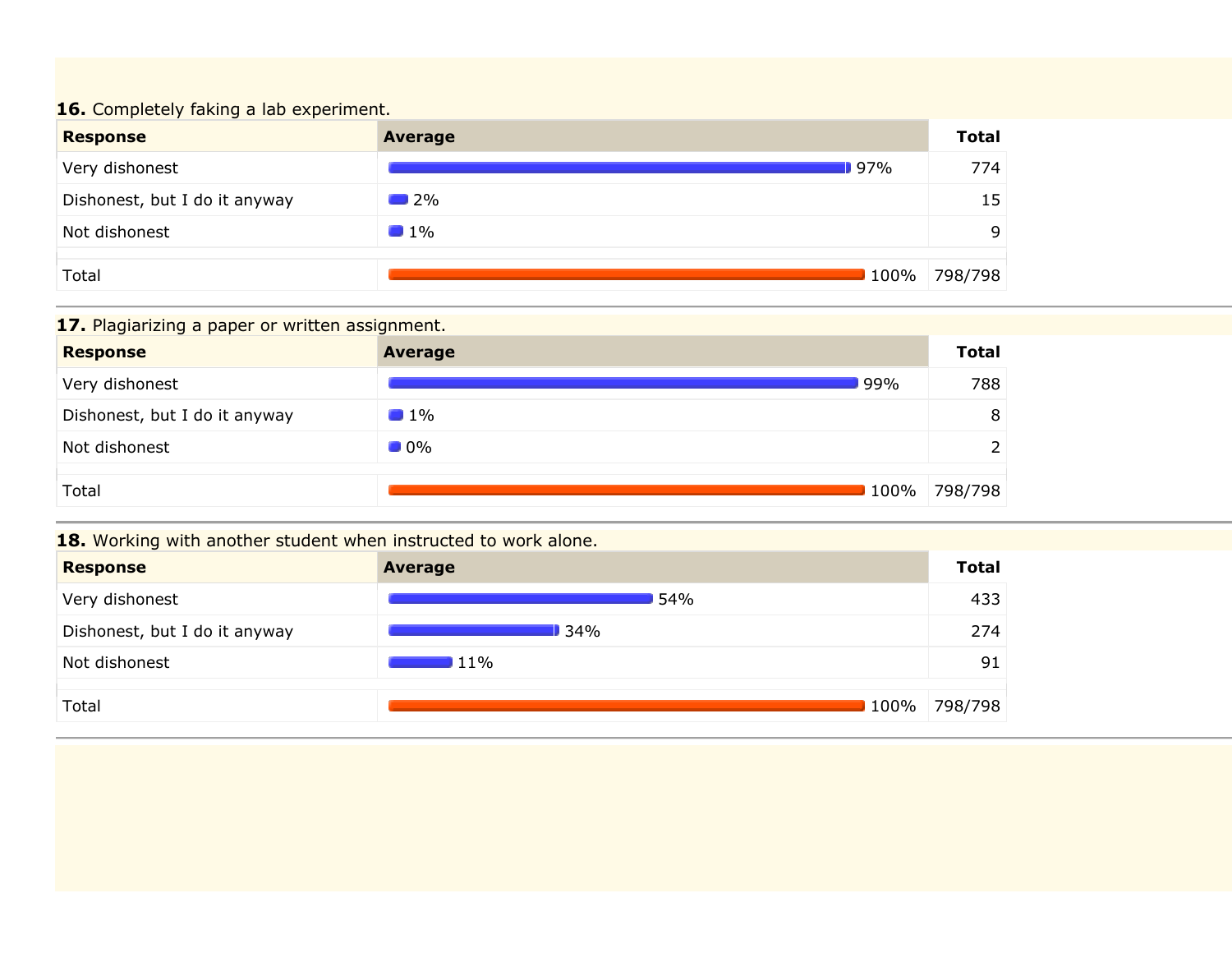**16.** Completely faking a lab experiment.

| Response | Average | Total |
|---|---|---|
| Very dishonest | 97% | 774 |
| Dishonest, but I do it anyway | 2% | 15 |
| Not dishonest | 1% | 9 |
| Total | 100% | 798/798 |

**17.** Plagiarizing a paper or written assignment.

| Response | Average | Total |
|---|---|---|
| Very dishonest | 99% | 788 |
| Dishonest, but I do it anyway | 1% | 8 |
| Not dishonest | 0% | 2 |
| Total | 100% | 798/798 |

**18.** Working with another student when instructed to work alone.

| Response | Average | Total |
|---|---|---|
| Very dishonest | 54% | 433 |
| Dishonest, but I do it anyway | 34% | 274 |
| Not dishonest | 11% | 91 |
| Total | 100% | 798/798 |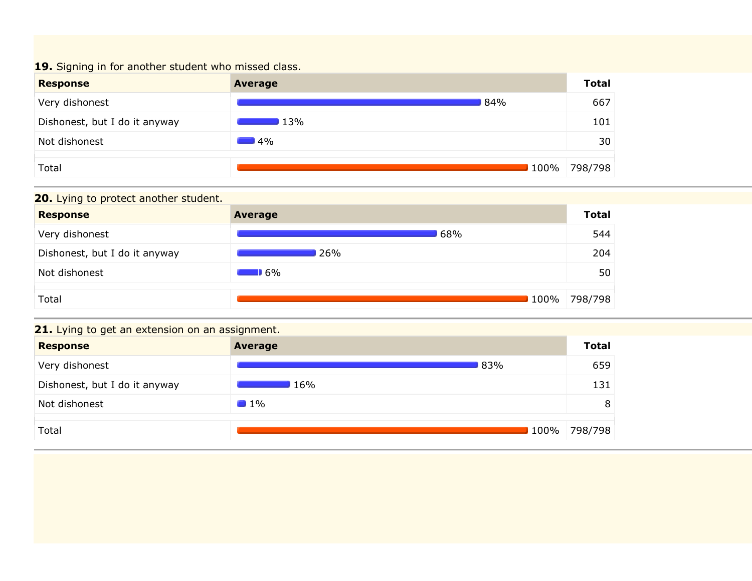**19.** Signing in for another student who missed class.

| Response | Average | Total |
| --- | --- | --- |
| Very dishonest | 84% | 667 |
| Dishonest, but I do it anyway | 13% | 101 |
| Not dishonest | 4% | 30 |
| Total | 100% | 798/798 |

**20.** Lying to protect another student.

| Response | Average | Total |
| --- | --- | --- |
| Very dishonest | 68% | 544 |
| Dishonest, but I do it anyway | 26% | 204 |
| Not dishonest | 6% | 50 |
| Total | 100% | 798/798 |

**21.** Lying to get an extension on an assignment.

| Response | Average | Total |
| --- | --- | --- |
| Very dishonest | 83% | 659 |
| Dishonest, but I do it anyway | 16% | 131 |
| Not dishonest | 1% | 8 |
| Total | 100% | 798/798 |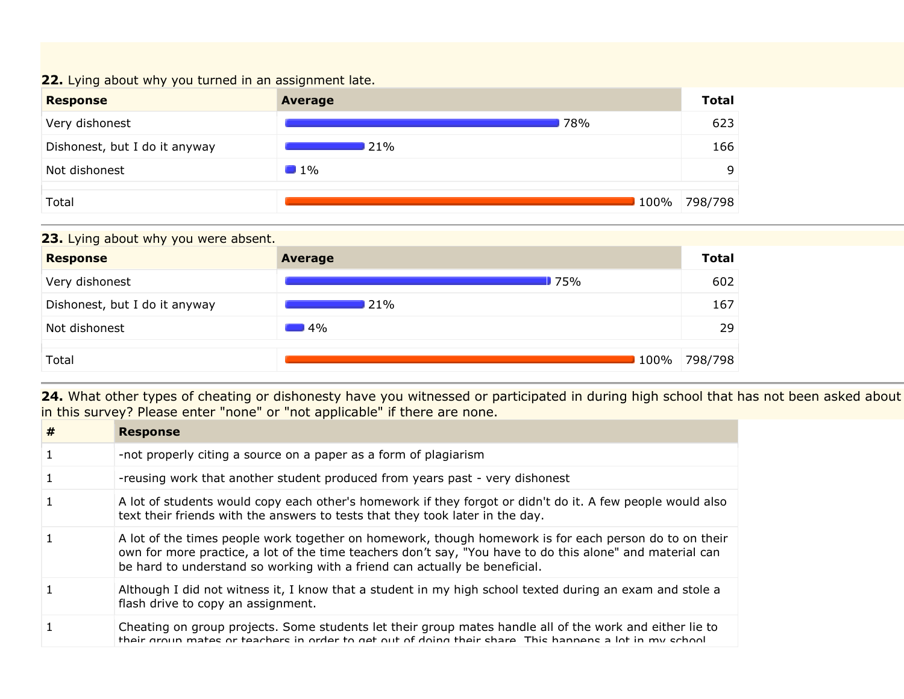**22.** Lying about why you turned in an assignment late.

| Response | Average | Total |
|---|---|---|
| Very dishonest | 78% | 623 |
| Dishonest, but I do it anyway | 21% | 166 |
| Not dishonest | 1% | 9 |
| Total | 100% | 798/798 |

**23.** Lying about why you were absent.

| Response | Average | Total |
|---|---|---|
| Very dishonest | 75% | 602 |
| Dishonest, but I do it anyway | 21% | 167 |
| Not dishonest | 4% | 29 |
| Total | 100% | 798/798 |

**24.** What other types of cheating or dishonesty have you witnessed or participated in during high school that has not been asked about in this survey? Please enter "none" or "not applicable" if there are none.

| # | Response |
|---|---|
| 1 | -not properly citing a source on a paper as a form of plagiarism |
| 1 | -reusing work that another student produced from years past - very dishonest |
| 1 | A lot of students would copy each other's homework if they forgot or didn't do it. A few people would also text their friends with the answers to tests that they took later in the day. |
| 1 | A lot of the times people work together on homework, though homework is for each person do to on their own for more practice, a lot of the time teachers don't say, "You have to do this alone" and material can be hard to understand so working with a friend can actually be beneficial. |
| 1 | Although I did not witness it, I know that a student in my high school texted during an exam and stole a flash drive to copy an assignment. |
| 1 | Cheating on group projects. Some students let their group mates handle all of the work and either lie to their group mates or teachers in order to get out of doing their share. This happens a lot in my school |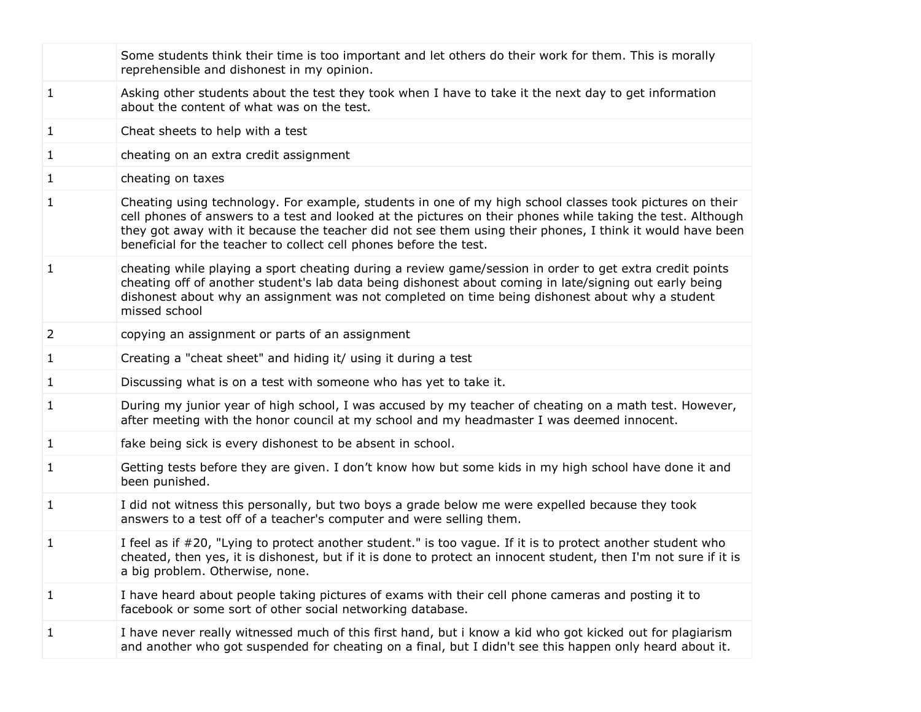| | |
|---|---|
| | Some students think their time is too important and let others do their work for them. This is morally reprehensible and dishonest in my opinion. |
| 1 | Asking other students about the test they took when I have to take it the next day to get information about the content of what was on the test. |
| 1 | Cheat sheets to help with a test |
| 1 | cheating on an extra credit assignment |
| 1 | cheating on taxes |
| 1 | Cheating using technology. For example, students in one of my high school classes took pictures on their cell phones of answers to a test and looked at the pictures on their phones while taking the test. Although they got away with it because the teacher did not see them using their phones, I think it would have been beneficial for the teacher to collect cell phones before the test. |
| 1 | cheating while playing a sport cheating during a review game/session in order to get extra credit points cheating off of another student's lab data being dishonest about coming in late/signing out early being dishonest about why an assignment was not completed on time being dishonest about why a student missed school |
| 2 | copying an assignment or parts of an assignment |
| 1 | Creating a "cheat sheet" and hiding it/ using it during a test |
| 1 | Discussing what is on a test with someone who has yet to take it. |
| 1 | During my junior year of high school, I was accused by my teacher of cheating on a math test. However, after meeting with the honor council at my school and my headmaster I was deemed innocent. |
| 1 | fake being sick is every dishonest to be absent in school. |
| 1 | Getting tests before they are given. I don't know how but some kids in my high school have done it and been punished. |
| 1 | I did not witness this personally, but two boys a grade below me were expelled because they took answers to a test off of a teacher's computer and were selling them. |
| 1 | I feel as if #20, "Lying to protect another student." is too vague. If it is to protect another student who cheated, then yes, it is dishonest, but if it is done to protect an innocent student, then I'm not sure if it is a big problem. Otherwise, none. |
| 1 | I have heard about people taking pictures of exams with their cell phone cameras and posting it to facebook or some sort of other social networking database. |
| 1 | I have never really witnessed much of this first hand, but i know a kid who got kicked out for plagiarism and another who got suspended for cheating on a final, but I didn't see this happen only heard about it. |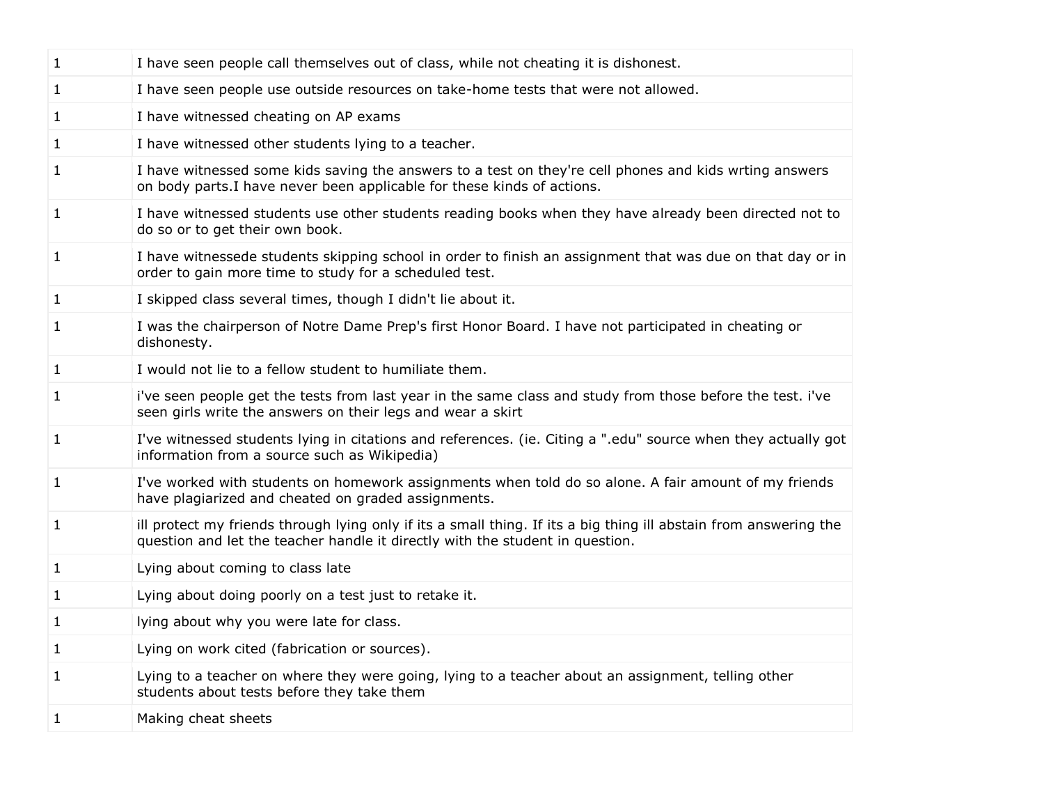| | |
|---|---|
| 1 | I have seen people call themselves out of class, while not cheating it is dishonest. |
| 1 | I have seen people use outside resources on take-home tests that were not allowed. |
| 1 | I have witnessed cheating on AP exams |
| 1 | I have witnessed other students lying to a teacher. |
| 1 | I have witnessed some kids saving the answers to a test on they're cell phones and kids wrting answers on body parts.I have never been applicable for these kinds of actions. |
| 1 | I have witnessed students use other students reading books when they have already been directed not to do so or to get their own book. |
| 1 | I have witnessede students skipping school in order to finish an assignment that was due on that day or in order to gain more time to study for a scheduled test. |
| 1 | I skipped class several times, though I didn't lie about it. |
| 1 | I was the chairperson of Notre Dame Prep's first Honor Board. I have not participated in cheating or dishonesty. |
| 1 | I would not lie to a fellow student to humiliate them. |
| 1 | i've seen people get the tests from last year in the same class and study from those before the test. i've seen girls write the answers on their legs and wear a skirt |
| 1 | I've witnessed students lying in citations and references. (ie. Citing a ".edu" source when they actually got information from a source such as Wikipedia) |
| 1 | I've worked with students on homework assignments when told do so alone. A fair amount of my friends have plagiarized and cheated on graded assignments. |
| 1 | ill protect my friends through lying only if its a small thing. If its a big thing ill abstain from answering the question and let the teacher handle it directly with the student in question. |
| 1 | Lying about coming to class late |
| 1 | Lying about doing poorly on a test just to retake it. |
| 1 | lying about why you were late for class. |
| 1 | Lying on work cited (fabrication or sources). |
| 1 | Lying to a teacher on where they were going, lying to a teacher about an assignment, telling other students about tests before they take them |
| 1 | Making cheat sheets |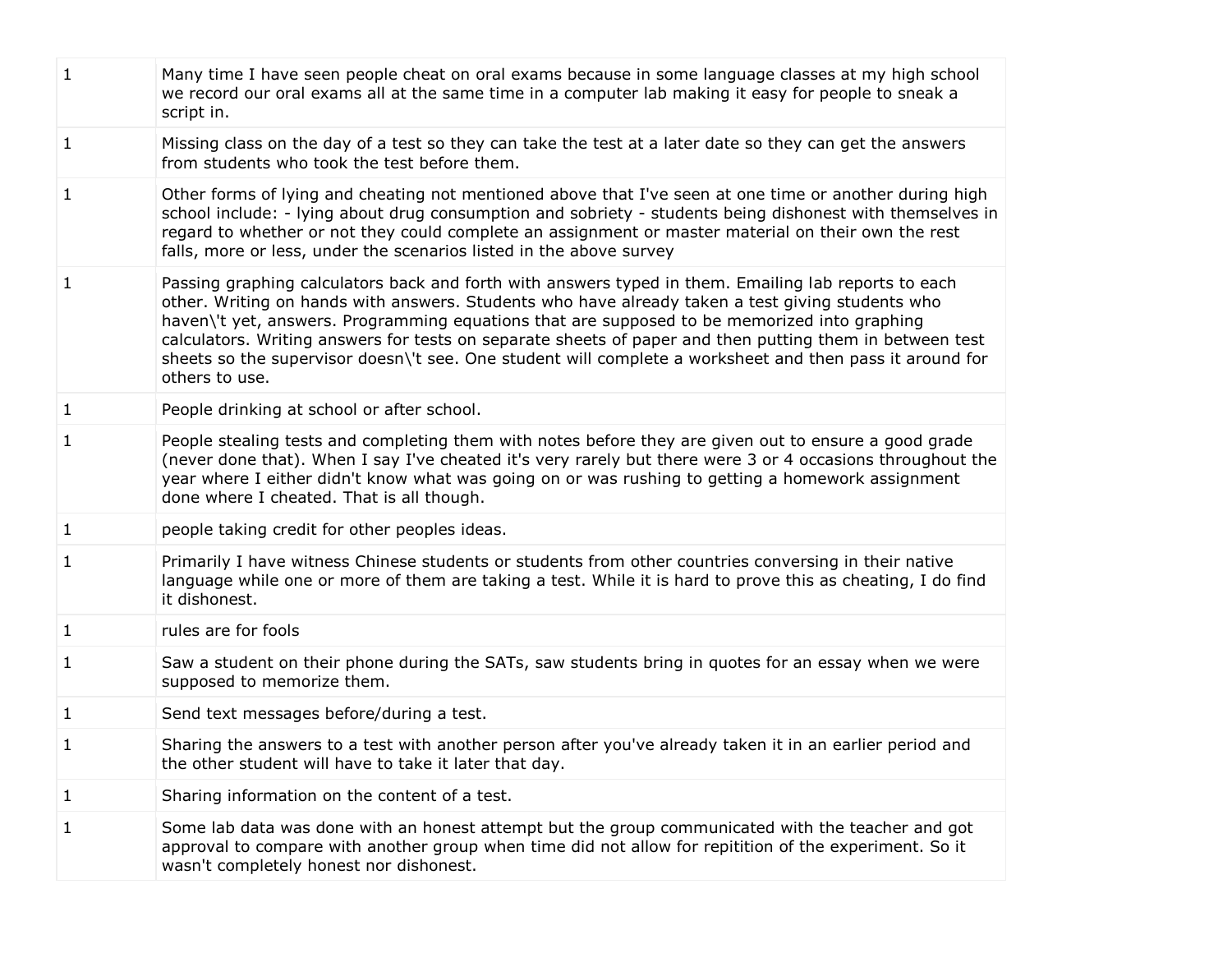| | |
|---|---|
| 1 | Many time I have seen people cheat on oral exams because in some language classes at my high school we record our oral exams all at the same time in a computer lab making it easy for people to sneak a script in. |
| 1 | Missing class on the day of a test so they can take the test at a later date so they can get the answers from students who took the test before them. |
| 1 | Other forms of lying and cheating not mentioned above that I've seen at one time or another during high school include: - lying about drug consumption and sobriety - students being dishonest with themselves in regard to whether or not they could complete an assignment or master material on their own the rest falls, more or less, under the scenarios listed in the above survey |
| 1 | Passing graphing calculators back and forth with answers typed in them. Emailing lab reports to each other. Writing on hands with answers. Students who have already taken a test giving students who haven\'t yet, answers. Programming equations that are supposed to be memorized into graphing calculators. Writing answers for tests on separate sheets of paper and then putting them in between test sheets so the supervisor doesn\'t see. One student will complete a worksheet and then pass it around for others to use. |
| 1 | People drinking at school or after school. |
| 1 | People stealing tests and completing them with notes before they are given out to ensure a good grade (never done that). When I say I've cheated it's very rarely but there were 3 or 4 occasions throughout the year where I either didn't know what was going on or was rushing to getting a homework assignment done where I cheated. That is all though. |
| 1 | people taking credit for other peoples ideas. |
| 1 | Primarily I have witness Chinese students or students from other countries conversing in their native language while one or more of them are taking a test. While it is hard to prove this as cheating, I do find it dishonest. |
| 1 | rules are for fools |
| 1 | Saw a student on their phone during the SATs, saw students bring in quotes for an essay when we were supposed to memorize them. |
| 1 | Send text messages before/during a test. |
| 1 | Sharing the answers to a test with another person after you've already taken it in an earlier period and the other student will have to take it later that day. |
| 1 | Sharing information on the content of a test. |
| 1 | Some lab data was done with an honest attempt but the group communicated with the teacher and got approval to compare with another group when time did not allow for repitition of the experiment. So it wasn't completely honest nor dishonest. |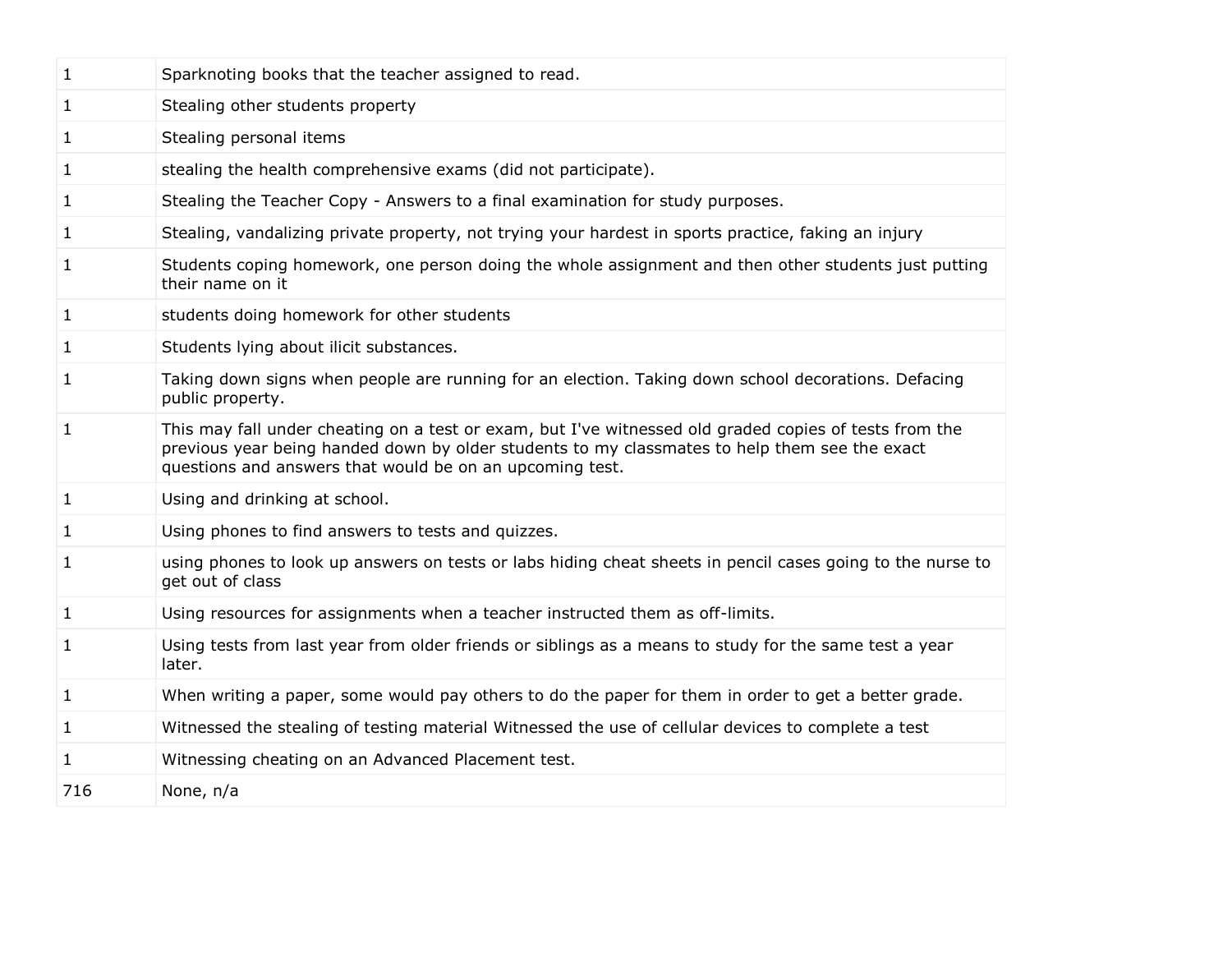| | |
|---|---|
| 1 | Sparknoting books that the teacher assigned to read. |
| 1 | Stealing other students property |
| 1 | Stealing personal items |
| 1 | stealing the health comprehensive exams (did not participate). |
| 1 | Stealing the Teacher Copy - Answers to a final examination for study purposes. |
| 1 | Stealing, vandalizing private property, not trying your hardest in sports practice, faking an injury |
| 1 | Students coping homework, one person doing the whole assignment and then other students just putting their name on it |
| 1 | students doing homework for other students |
| 1 | Students lying about ilicit substances. |
| 1 | Taking down signs when people are running for an election. Taking down school decorations. Defacing public property. |
| 1 | This may fall under cheating on a test or exam, but I've witnessed old graded copies of tests from the previous year being handed down by older students to my classmates to help them see the exact questions and answers that would be on an upcoming test. |
| 1 | Using and drinking at school. |
| 1 | Using phones to find answers to tests and quizzes. |
| 1 | using phones to look up answers on tests or labs hiding cheat sheets in pencil cases going to the nurse to get out of class |
| 1 | Using resources for assignments when a teacher instructed them as off-limits. |
| 1 | Using tests from last year from older friends or siblings as a means to study for the same test a year later. |
| 1 | When writing a paper, some would pay others to do the paper for them in order to get a better grade. |
| 1 | Witnessed the stealing of testing material Witnessed the use of cellular devices to complete a test |
| 1 | Witnessing cheating on an Advanced Placement test. |
| 716 | None, n/a |